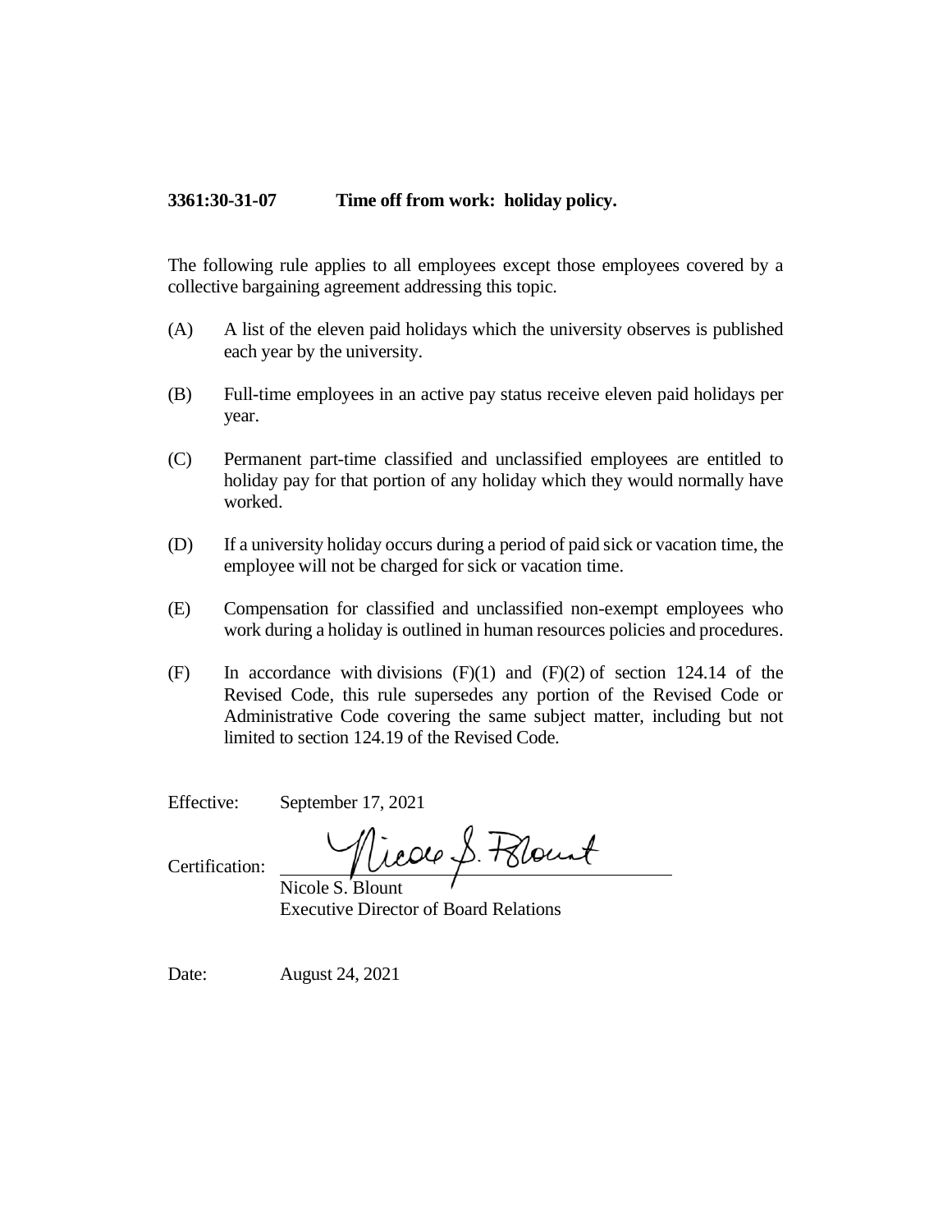**3361:30-31-07 Time off from work: holiday policy.**

The following rule applies to all employees except those employees covered by a collective bargaining agreement addressing this topic.

(A) A list of the eleven paid holidays which the university observes is published each year by the university.

(B) Full-time employees in an active pay status receive eleven paid holidays per year.

(C) Permanent part-time classified and unclassified employees are entitled to holiday pay for that portion of any holiday which they would normally have worked.

(D) If a university holiday occurs during a period of paid sick or vacation time, the employee will not be charged for sick or vacation time.

(E) Compensation for classified and unclassified non-exempt employees who work during a holiday is outlined in human resources policies and procedures.

(F) In accordance with divisions (F)(1) and (F)(2) of section 124.14 of the Revised Code, this rule supersedes any portion of the Revised Code or Administrative Code covering the same subject matter, including but not limited to section 124.19 of the Revised Code.

Effective: September 17, 2021

Certification: Nicole S. Blount
Nicole S. Blount
Executive Director of Board Relations

Date: August 24, 2021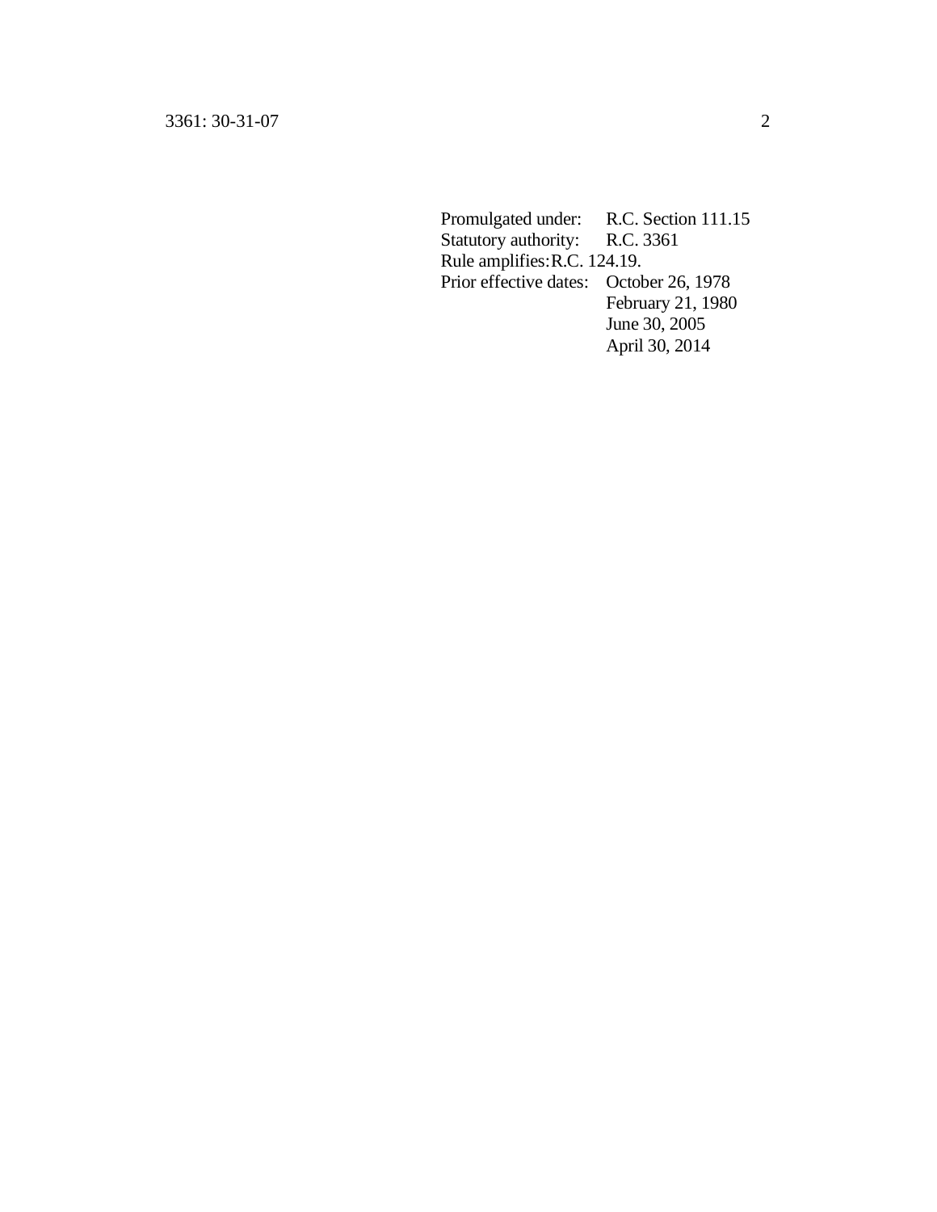Promulgated under: R.C. Section 111.15
Statutory authority: R.C. 3361
Rule amplifies: R.C. 124.19.
Prior effective dates: October 26, 1978
February 21, 1980
June 30, 2005
April 30, 2014